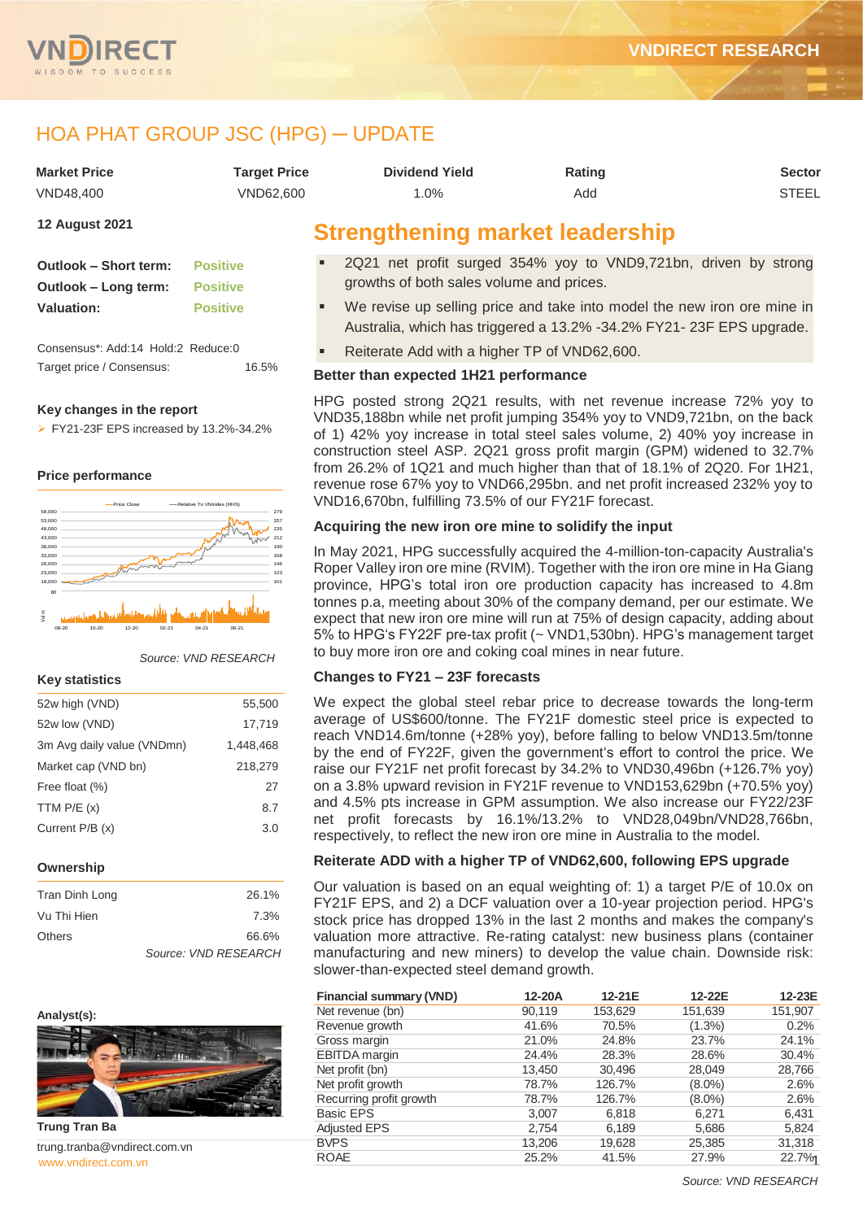# HOA PHAT GROUP JSC (HPG) ─ UPDATE

| Market Price | Target Price | Dividend Yield | Rating | Sector |
|---|---|---|---|---|
| VND48,400 | VND62,600 | 1.0% | Add | STEEL |

**12 August 2021**

| | |
|---|---|
| **Outlook – Short term:** | Positive |
| **Outlook – Long term:** | Positive |
| **Valuation:** | Positive |

Consensus*: Add:14 Hold:2 Reduce:0

Target price / Consensus: 16.5%

**Key changes in the report**

- FY21-23F EPS increased by 13.2%-34.2%

**Price performance**

*Source: VND RESEARCH*

**Key statistics**

| | |
|---|---|
| 52w high (VND) | 55,500 |
| 52w low (VND) | 17,719 |
| 3m Avg daily value (VNDmn) | 1,448,468 |
| Market cap (VND bn) | 218,279 |
| Free float (%) | 27 |
| TTM P/E (x) | 8.7 |
| Current P/B (x) | 3.0 |

**Ownership**

| | |
|---|---|
| Tran Dinh Long | 26.1% |
| Vu Thi Hien | 7.3% |
| Others | 66.6% |

*Source: VND RESEARCH*

**Analyst(s):**

**Trung Tran Ba**

trung.tranba@vndirect.com.vn

## Strengthening market leadership

- 2Q21 net profit surged 354% yoy to VND9,721bn, driven by strong growths of both sales volume and prices.
- We revise up selling price and take into model the new iron ore mine in Australia, which has triggered a 13.2% -34.2% FY21- 23F EPS upgrade.
- Reiterate Add with a higher TP of VND62,600.

### Better than expected 1H21 performance

HPG posted strong 2Q21 results, with net revenue increase 72% yoy to VND35,188bn while net profit jumping 354% yoy to VND9,721bn, on the back of 1) 42% yoy increase in total steel sales volume, 2) 40% yoy increase in construction steel ASP. 2Q21 gross profit margin (GPM) widened to 32.7% from 26.2% of 1Q21 and much higher than that of 18.1% of 2Q20. For 1H21, revenue rose 67% yoy to VND66,295bn. and net profit increased 232% yoy to VND16,670bn, fulfilling 73.5% of our FY21F forecast.

### Acquiring the new iron ore mine to solidify the input

In May 2021, HPG successfully acquired the 4-million-ton-capacity Australia's Roper Valley iron ore mine (RVIM). Together with the iron ore mine in Ha Giang province, HPG's total iron ore production capacity has increased to 4.8m tonnes p.a, meeting about 30% of the company demand, per our estimate. We expect that new iron ore mine will run at 75% of design capacity, adding about 5% to HPG's FY22F pre-tax profit (~ VND1,530bn). HPG's management target to buy more iron ore and coking coal mines in near future.

### Changes to FY21 – 23F forecasts

We expect the global steel rebar price to decrease towards the long-term average of US$600/tonne. The FY21F domestic steel price is expected to reach VND14.6m/tonne (+28% yoy), before falling to below VND13.5m/tonne by the end of FY22F, given the government's effort to control the price. We raise our FY21F net profit forecast by 34.2% to VND30,496bn (+126.7% yoy) on a 3.8% upward revision in FY21F revenue to VND153,629bn (+70.5% yoy) and 4.5% pts increase in GPM assumption. We also increase our FY22/23F net profit forecasts by 16.1%/13.2% to VND28,049bn/VND28,766bn, respectively, to reflect the new iron ore mine in Australia to the model.

### Reiterate ADD with a higher TP of VND62,600, following EPS upgrade

Our valuation is based on an equal weighting of: 1) a target P/E of 10.0x on FY21F EPS, and 2) a DCF valuation over a 10-year projection period. HPG's stock price has dropped 13% in the last 2 months and makes the company's valuation more attractive. Re-rating catalyst: new business plans (container manufacturing and new miners) to develop the value chain. Downside risk: slower-than-expected steel demand growth.

| Financial summary (VND) | 12-20A | 12-21E | 12-22E | 12-23E |
|---|---|---|---|---|
| Net revenue (bn) | 90,119 | 153,629 | 151,639 | 151,907 |
| Revenue growth | 41.6% | 70.5% | (1.3%) | 0.2% |
| Gross margin | 21.0% | 24.8% | 23.7% | 24.1% |
| EBITDA margin | 24.4% | 28.3% | 28.6% | 30.4% |
| Net profit (bn) | 13,450 | 30,496 | 28,049 | 28,766 |
| Net profit growth | 78.7% | 126.7% | (8.0%) | 2.6% |
| Recurring profit growth | 78.7% | 126.7% | (8.0%) | 2.6% |
| Basic EPS | 3,007 | 6,818 | 6,271 | 6,431 |
| Adjusted EPS | 2,754 | 6,189 | 5,686 | 5,824 |
| BVPS | 13,206 | 19,628 | 25,385 | 31,318 |
| ROAE | 25.2% | 41.5% | 27.9% | 22.7% |

*Source: VND RESEARCH*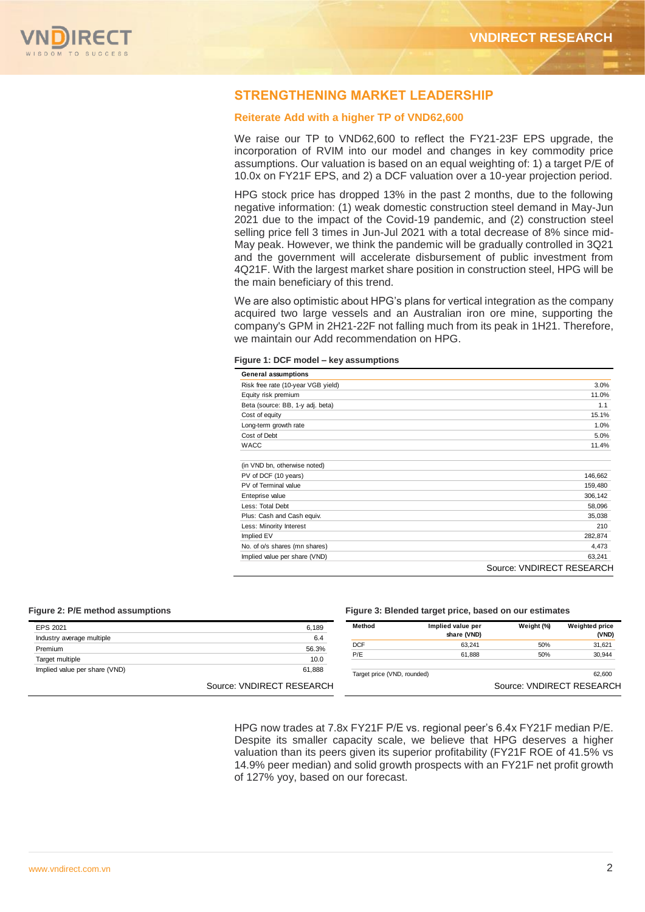## STRENGTHENING MARKET LEADERSHIP

### Reiterate Add with a higher TP of VND62,600

We raise our TP to VND62,600 to reflect the FY21-23F EPS upgrade, the incorporation of RVIM into our model and changes in key commodity price assumptions. Our valuation is based on an equal weighting of: 1) a target P/E of 10.0x on FY21F EPS, and 2) a DCF valuation over a 10-year projection period.

HPG stock price has dropped 13% in the past 2 months, due to the following negative information: (1) weak domestic construction steel demand in May-Jun 2021 due to the impact of the Covid-19 pandemic, and (2) construction steel selling price fell 3 times in Jun-Jul 2021 with a total decrease of 8% since mid-May peak. However, we think the pandemic will be gradually controlled in 3Q21 and the government will accelerate disbursement of public investment from 4Q21F. With the largest market share position in construction steel, HPG will be the main beneficiary of this trend.

We are also optimistic about HPG's plans for vertical integration as the company acquired two large vessels and an Australian iron ore mine, supporting the company's GPM in 2H21-22F not falling much from its peak in 1H21. Therefore, we maintain our Add recommendation on HPG.

**Figure 1: DCF model – key assumptions**

| General assumptions | |
|---|---|
| Risk free rate (10-year VGB yield) | 3.0% |
| Equity risk premium | 11.0% |
| Beta (source: BB, 1-y adj. beta) | 1.1 |
| Cost of equity | 15.1% |
| Long-term growth rate | 1.0% |
| Cost of Debt | 5.0% |
| WACC | 11.4% |
| | |
| (in VND bn, otherwise noted) | |
| PV of DCF (10 years) | 146,662 |
| PV of Terminal value | 159,480 |
| Enteprise value | 306,142 |
| Less: Total Debt | 58,096 |
| Plus: Cash and Cash equiv. | 35,038 |
| Less: Minority Interest | 210 |
| Implied EV | 282,874 |
| No. of o/s shares (mn shares) | 4,473 |
| Implied value per share (VND) | 63,241 |

Source: VNDIRECT RESEARCH

**Figure 2: P/E method assumptions**

| | |
|---|---|
| EPS 2021 | 6,189 |
| Industry average multiple | 6.4 |
| Premium | 56.3% |
| Target multiple | 10.0 |
| Implied value per share (VND) | 61,888 |

Source: VNDIRECT RESEARCH

**Figure 3: Blended target price, based on our estimates**

| Method | Implied value per share (VND) | Weight (%) | Weighted price (VND) |
|---|---|---|---|
| DCF | 63,241 | 50% | 31,621 |
| P/E | 61,888 | 50% | 30,944 |
| | | | |
| Target price (VND, rounded) | | | 62,600 |

Source: VNDIRECT RESEARCH

HPG now trades at 7.8x FY21F P/E vs. regional peer's 6.4x FY21F median P/E. Despite its smaller capacity scale, we believe that HPG deserves a higher valuation than its peers given its superior profitability (FY21F ROE of 41.5% vs 14.9% peer median) and solid growth prospects with an FY21F net profit growth of 127% yoy, based on our forecast.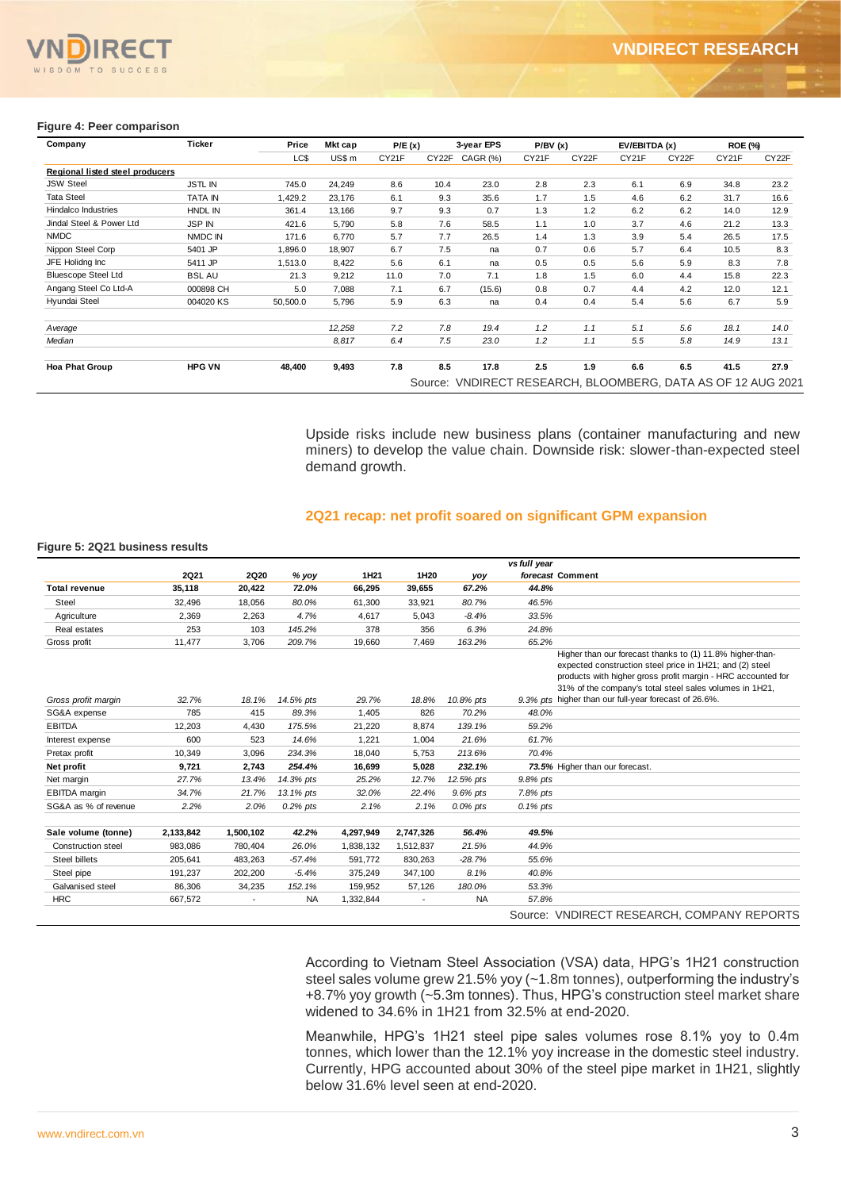**Figure 4: Peer comparison**

| Company | Ticker | Price | Mkt cap | P/E (x) | | 3-year EPS | P/BV (x) | | EV/EBITDA (x) | | ROE (%) | |
|---|---|---|---|---|---|---|---|---|---|---|---|---|
| | | LC$ | US$ m | CY21F | CY22F | CAGR (%) | CY21F | CY22F | CY21F | CY22F | CY21F | CY22F |
| **Regional listed steel producers** | | | | | | | | | | | | |
| JSW Steel | JSTL IN | 745.0 | 24,249 | 8.6 | 10.4 | 23.0 | 2.8 | 2.3 | 6.1 | 6.9 | 34.8 | 23.2 |
| Tata Steel | TATA IN | 1,429.2 | 23,176 | 6.1 | 9.3 | 35.6 | 1.7 | 1.5 | 4.6 | 6.2 | 31.7 | 16.6 |
| Hindalco Industries | HNDL IN | 361.4 | 13,166 | 9.7 | 9.3 | 0.7 | 1.3 | 1.2 | 6.2 | 6.2 | 14.0 | 12.9 |
| Jindal Steel & Power Ltd | JSP IN | 421.6 | 5,790 | 5.8 | 7.6 | 58.5 | 1.1 | 1.0 | 3.7 | 4.6 | 21.2 | 13.3 |
| NMDC | NMDC IN | 171.6 | 6,770 | 5.7 | 7.7 | 26.5 | 1.4 | 1.3 | 3.9 | 5.4 | 26.5 | 17.5 |
| Nippon Steel Corp | 5401 JP | 1,896.0 | 18,907 | 6.7 | 7.5 | na | 0.7 | 0.6 | 5.7 | 6.4 | 10.5 | 8.3 |
| JFE Holidng Inc | 5411 JP | 1,513.0 | 8,422 | 5.6 | 6.1 | na | 0.5 | 0.5 | 5.6 | 5.9 | 8.3 | 7.8 |
| Bluescope Steel Ltd | BSL AU | 21.3 | 9,212 | 11.0 | 7.0 | 7.1 | 1.8 | 1.5 | 6.0 | 4.4 | 15.8 | 22.3 |
| Angang Steel Co Ltd-A | 000898 CH | 5.0 | 7,088 | 7.1 | 6.7 | (15.6) | 0.8 | 0.7 | 4.4 | 4.2 | 12.0 | 12.1 |
| Hyundai Steel | 004020 KS | 50,500.0 | 5,796 | 5.9 | 6.3 | na | 0.4 | 0.4 | 5.4 | 5.6 | 6.7 | 5.9 |
| *Average* | | | *12,258* | *7.2* | *7.8* | *19.4* | *1.2* | *1.1* | *5.1* | *5.6* | *18.1* | *14.0* |
| *Median* | | | *8,817* | *6.4* | *7.5* | *23.0* | *1.2* | *1.1* | *5.5* | *5.8* | *14.9* | *13.1* |
| **Hoa Phat Group** | **HPG VN** | **48,400** | **9,493** | **7.8** | **8.5** | **17.8** | **2.5** | **1.9** | **6.6** | **6.5** | **41.5** | **27.9** |

Source: VNDIRECT RESEARCH, BLOOMBERG, DATA AS OF 12 AUG 2021

Upside risks include new business plans (container manufacturing and new miners) to develop the value chain. Downside risk: slower-than-expected steel demand growth.

## 2Q21 recap: net profit soared on significant GPM expansion

**Figure 5: 2Q21 business results**

| | 2Q21 | 2Q20 | % yoy | 1H21 | 1H20 | yoy | vs full year forecast | Comment |
|---|---|---|---|---|---|---|---|---|
| **Total revenue** | **35,118** | **20,422** | ***72.0%*** | **66,295** | **39,655** | ***67.2%*** | ***44.8%*** | |
| Steel | 32,496 | 18,056 | *80.0%* | 61,300 | 33,921 | *80.7%* | *46.5%* | |
| Agriculture | 2,369 | 2,263 | *4.7%* | 4,617 | 5,043 | *-8.4%* | *33.5%* | |
| Real estates | 253 | 103 | *145.2%* | 378 | 356 | *6.3%* | *24.8%* | |
| Gross profit | 11,477 | 3,706 | *209.7%* | 19,660 | 7,469 | *163.2%* | *65.2%* | |
| *Gross profit margin* | *32.7%* | *18.1%* | *14.5% pts* | *29.7%* | *18.8%* | *10.8% pts* | *9.3% pts* | Higher than our forecast thanks to (1) 11.8% higher-than-expected construction steel price in 1H21; and (2) steel products with higher gross profit margin - HRC accounted for 31% of the company's total steel sales volumes in 1H21, higher than our full-year forecast of 26.6%. |
| SG&A expense | 785 | 415 | *89.3%* | 1,405 | 826 | *70.2%* | *48.0%* | |
| EBITDA | 12,203 | 4,430 | *175.5%* | 21,220 | 8,874 | *139.1%* | *59.2%* | |
| Interest expense | 600 | 523 | *14.6%* | 1,221 | 1,004 | *21.6%* | *61.7%* | |
| Pretax profit | 10,349 | 3,096 | *234.3%* | 18,040 | 5,753 | *213.6%* | *70.4%* | |
| **Net profit** | **9,721** | **2,743** | ***254.4%*** | **16,699** | **5,028** | ***232.1%*** | ***73.5%*** | Higher than our forecast. |
| Net margin | *27.7%* | *13.4%* | *14.3% pts* | *25.2%* | *12.7%* | *12.5% pts* | *9.8% pts* | |
| EBITDA margin | *34.7%* | *21.7%* | *13.1% pts* | *32.0%* | *22.4%* | *9.6% pts* | *7.8% pts* | |
| SG&A as % of revenue | *2.2%* | *2.0%* | *0.2% pts* | *2.1%* | *2.1%* | *0.0% pts* | *0.1% pts* | |
| **Sale volume (tonne)** | **2,133,842** | **1,500,102** | ***42.2%*** | **4,297,949** | **2,747,326** | ***56.4%*** | ***49.5%*** | |
| Construction steel | 983,086 | 780,404 | *26.0%* | 1,838,132 | 1,512,837 | *21.5%* | *44.9%* | |
| Steel billets | 205,641 | 483,263 | *-57.4%* | 591,772 | 830,263 | *-28.7%* | *55.6%* | |
| Steel pipe | 191,237 | 202,200 | *-5.4%* | 375,249 | 347,100 | *8.1%* | *40.8%* | |
| Galvanised steel | 86,306 | 34,235 | *152.1%* | 159,952 | 57,126 | *180.0%* | *53.3%* | |
| HRC | 667,572 | - | NA | 1,332,844 | - | NA | *57.8%* | |

Source: VNDIRECT RESEARCH, COMPANY REPORTS

According to Vietnam Steel Association (VSA) data, HPG's 1H21 construction steel sales volume grew 21.5% yoy (~1.8m tonnes), outperforming the industry's +8.7% yoy growth (~5.3m tonnes). Thus, HPG's construction steel market share widened to 34.6% in 1H21 from 32.5% at end-2020.

Meanwhile, HPG's 1H21 steel pipe sales volumes rose 8.1% yoy to 0.4m tonnes, which lower than the 12.1% yoy increase in the domestic steel industry. Currently, HPG accounted about 30% of the steel pipe market in 1H21, slightly below 31.6% level seen at end-2020.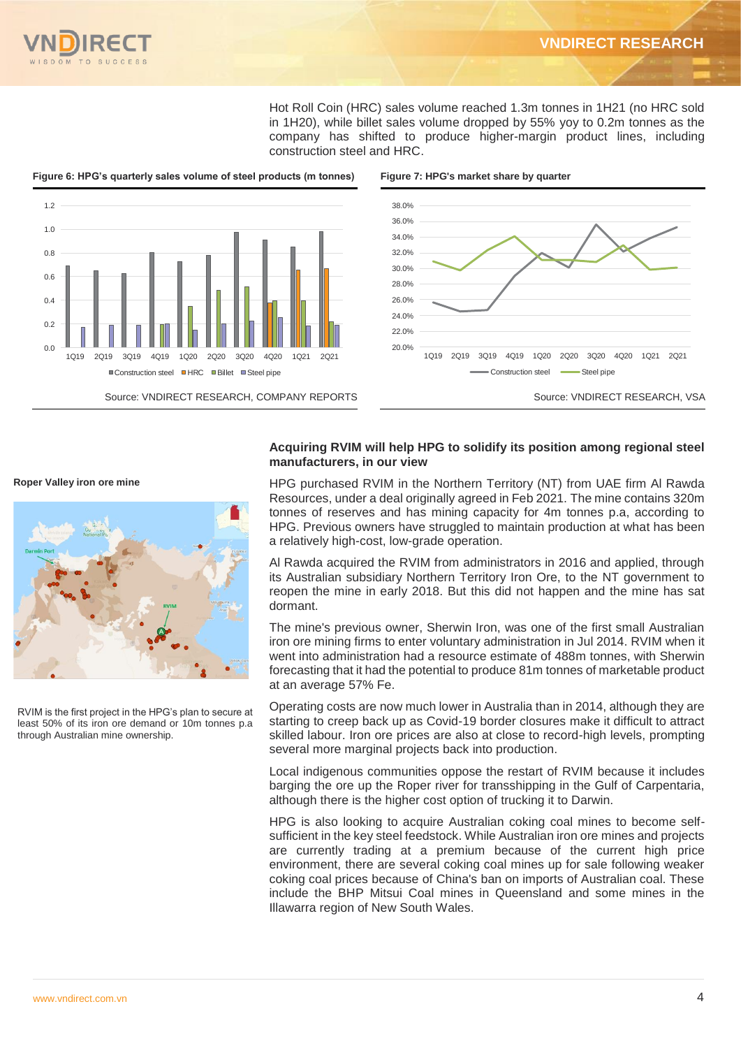Hot Roll Coin (HRC) sales volume reached 1.3m tonnes in 1H21 (no HRC sold in 1H20), while billet sales volume dropped by 55% yoy to 0.2m tonnes as the company has shifted to produce higher-margin product lines, including construction steel and HRC.

**Figure 6: HPG's quarterly sales volume of steel products (m tonnes)**

Source: VNDIRECT RESEARCH, COMPANY REPORTS

**Figure 7: HPG's market share by quarter**

Source: VNDIRECT RESEARCH, VSA

## Acquiring RVIM will help HPG to solidify its position among regional steel manufacturers, in our view

**Roper Valley iron ore mine**

RVIM is the first project in the HPG's plan to secure at least 50% of its iron ore demand or 10m tonnes p.a through Australian mine ownership.

HPG purchased RVIM in the Northern Territory (NT) from UAE firm Al Rawda Resources, under a deal originally agreed in Feb 2021. The mine contains 320m tonnes of reserves and has mining capacity for 4m tonnes p.a, according to HPG. Previous owners have struggled to maintain production at what has been a relatively high-cost, low-grade operation.

Al Rawda acquired the RVIM from administrators in 2016 and applied, through its Australian subsidiary Northern Territory Iron Ore, to the NT government to reopen the mine in early 2018. But this did not happen and the mine has sat dormant.

The mine's previous owner, Sherwin Iron, was one of the first small Australian iron ore mining firms to enter voluntary administration in Jul 2014. RVIM when it went into administration had a resource estimate of 488m tonnes, with Sherwin forecasting that it had the potential to produce 81m tonnes of marketable product at an average 57% Fe.

Operating costs are now much lower in Australia than in 2014, although they are starting to creep back up as Covid-19 border closures make it difficult to attract skilled labour. Iron ore prices are also at close to record-high levels, prompting several more marginal projects back into production.

Local indigenous communities oppose the restart of RVIM because it includes barging the ore up the Roper river for transshipping in the Gulf of Carpentaria, although there is the higher cost option of trucking it to Darwin.

HPG is also looking to acquire Australian coking coal mines to become self-sufficient in the key steel feedstock. While Australian iron ore mines and projects are currently trading at a premium because of the current high price environment, there are several coking coal mines up for sale following weaker coking coal prices because of China's ban on imports of Australian coal. These include the BHP Mitsui Coal mines in Queensland and some mines in the Illawarra region of New South Wales.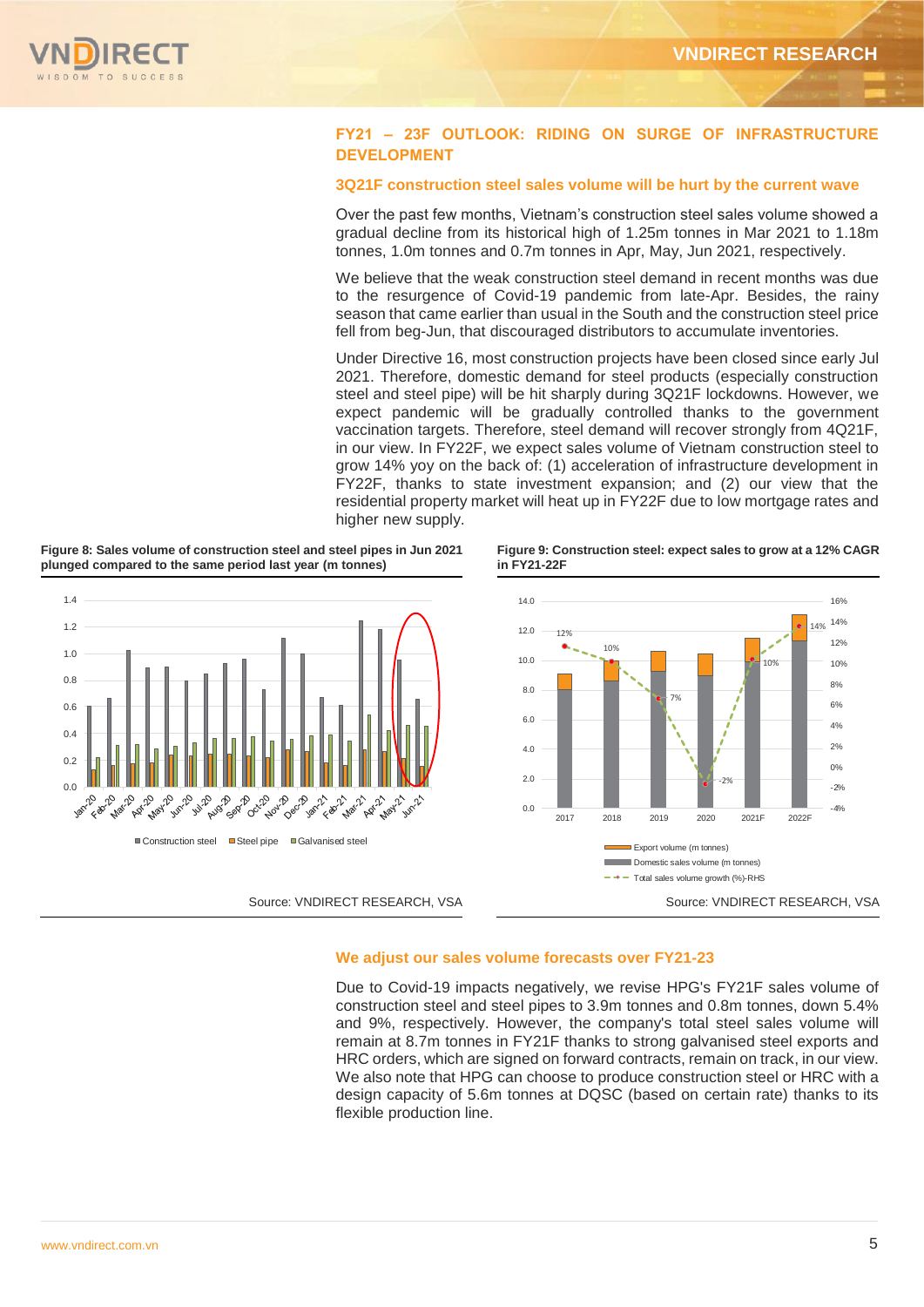## FY21 – 23F OUTLOOK: RIDING ON SURGE OF INFRASTRUCTURE DEVELOPMENT

### 3Q21F construction steel sales volume will be hurt by the current wave

Over the past few months, Vietnam's construction steel sales volume showed a gradual decline from its historical high of 1.25m tonnes in Mar 2021 to 1.18m tonnes, 1.0m tonnes and 0.7m tonnes in Apr, May, Jun 2021, respectively.

We believe that the weak construction steel demand in recent months was due to the resurgence of Covid-19 pandemic from late-Apr. Besides, the rainy season that came earlier than usual in the South and the construction steel price fell from beg-Jun, that discouraged distributors to accumulate inventories.

Under Directive 16, most construction projects have been closed since early Jul 2021. Therefore, domestic demand for steel products (especially construction steel and steel pipe) will be hit sharply during 3Q21F lockdowns. However, we expect pandemic will be gradually controlled thanks to the government vaccination targets. Therefore, steel demand will recover strongly from 4Q21F, in our view. In FY22F, we expect sales volume of Vietnam construction steel to grow 14% yoy on the back of: (1) acceleration of infrastructure development in FY22F, thanks to state investment expansion; and (2) our view that the residential property market will heat up in FY22F due to low mortgage rates and higher new supply.

**Figure 8: Sales volume of construction steel and steel pipes in Jun 2021 plunged compared to the same period last year (m tonnes)**

Source: VNDIRECT RESEARCH, VSA

**Figure 9: Construction steel: expect sales to grow at a 12% CAGR in FY21-22F**

Source: VNDIRECT RESEARCH, VSA

### We adjust our sales volume forecasts over FY21-23

Due to Covid-19 impacts negatively, we revise HPG's FY21F sales volume of construction steel and steel pipes to 3.9m tonnes and 0.8m tonnes, down 5.4% and 9%, respectively. However, the company's total steel sales volume will remain at 8.7m tonnes in FY21F thanks to strong galvanised steel exports and HRC orders, which are signed on forward contracts, remain on track, in our view. We also note that HPG can choose to produce construction steel or HRC with a design capacity of 5.6m tonnes at DQSC (based on certain rate) thanks to its flexible production line.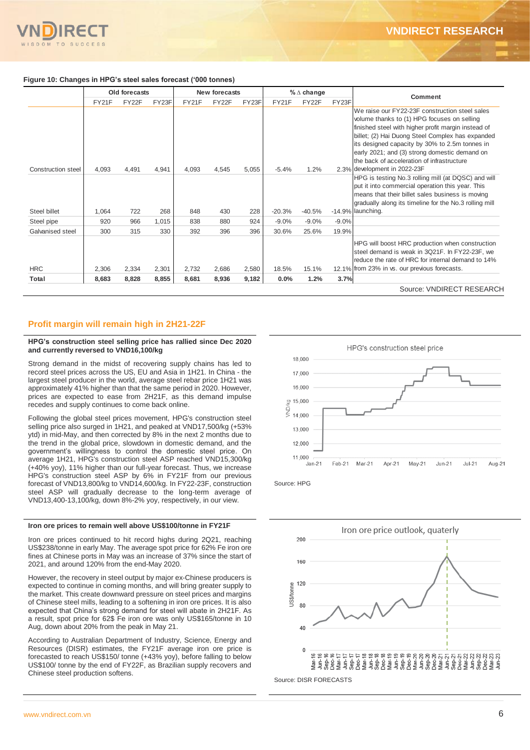**Figure 10: Changes in HPG's steel sales forecast ('000 tonnes)**

| | Old forecasts | | | New forecasts | | | % ∆ change | | | Comment |
|---|---|---|---|---|---|---|---|---|---|---|
| | FY21F | FY22F | FY23F | FY21F | FY22F | FY23F | FY21F | FY22F | FY23F | |
| Construction steel | 4,093 | 4,491 | 4,941 | 4,093 | 4,545 | 5,055 | -5.4% | 1.2% | 2.3% | We raise our FY22-23F construction steel sales volume thanks to (1) HPG focuses on selling finished steel with higher profit margin instead of billet; (2) Hai Duong Steel Complex has expanded its designed capacity by 30% to 2.5m tonnes in early 2021; and (3) strong domestic demand on the back of acceleration of infrastructure development in 2022-23F |
| Steel billet | 1,064 | 722 | 268 | 848 | 430 | 228 | -20.3% | -40.5% | -14.9% | HPG is testing No.3 rolling mill (at DQSC) and will put it into commercial operation this year. This means that their billet sales business is moving gradually along its timeline for the No.3 rolling mill launching. |
| Steel pipe | 920 | 966 | 1,015 | 838 | 880 | 924 | -9.0% | -9.0% | -9.0% | |
| Galvanised steel | 300 | 315 | 330 | 392 | 396 | 396 | 30.6% | 25.6% | 19.9% | |
| HRC | 2,306 | 2,334 | 2,301 | 2,732 | 2,686 | 2,580 | 18.5% | 15.1% | 12.1% | HPG will boost HRC production when construction steel demand is weak in 3Q21F. In FY22-23F, we reduce the rate of HRC for internal demand to 14% from 23% in vs. our previous forecasts. |
| **Total** | **8,683** | **8,828** | **8,855** | **8,681** | **8,936** | **9,182** | **0.0%** | **1.2%** | **3.7%** | |

Source: VNDIRECT RESEARCH

## Profit margin will remain high in 2H21-22F

**HPG's construction steel selling price has rallied since Dec 2020 and currently reversed to VND16,100/kg**

Strong demand in the midst of recovering supply chains has led to record steel prices across the US, EU and Asia in 1H21. In China - the largest steel producer in the world, average steel rebar price 1H21 was approximately 41% higher than that the same period in 2020. However, prices are expected to ease from 2H21F, as this demand impulse recedes and supply continues to come back online.

Following the global steel prices movement, HPG's construction steel selling price also surged in 1H21, and peaked at VND17,500/kg (+53% ytd) in mid-May, and then corrected by 8% in the next 2 months due to the trend in the global price, slowdown in domestic demand, and the government's willingness to control the domestic steel price. On average 1H21, HPG's construction steel ASP reached VND15,300/kg (+40% yoy), 11% higher than our full-year forecast. Thus, we increase HPG's construction steel ASP by 6% in FY21F from our previous forecast of VND13,800/kg to VND14,600/kg. In FY22-23F, construction steel ASP will gradually decrease to the long-term average of VND13,400-13,100/kg, down 8%-2% yoy, respectively, in our view.

HPG's construction steel price

Source: HPG

**Iron ore prices to remain well above US$100/tonne in FY21F**

Iron ore prices continued to hit record highs during 2Q21, reaching US$238/tonne in early May. The average spot price for 62% Fe iron ore fines at Chinese ports in May was an increase of 37% since the start of 2021, and around 120% from the end-May 2020.

However, the recovery in steel output by major ex-Chinese producers is expected to continue in coming months, and will bring greater supply to the market. This create downward pressure on steel prices and margins of Chinese steel mills, leading to a softening in iron ore prices. It is also expected that China's strong demand for steel will abate in 2H21F. As a result, spot price for 62$ Fe iron ore was only US$165/tonne in 10 Aug, down about 20% from the peak in May 21.

According to Australian Department of Industry, Science, Energy and Resources (DISR) estimates, the FY21F average iron ore price is forecasted to reach US$150/ tonne (+43% yoy), before falling to below US$100/ tonne by the end of FY22F, as Brazilian supply recovers and Chinese steel production softens.

Iron ore price outlook, quaterly

Source: DISR FORECASTS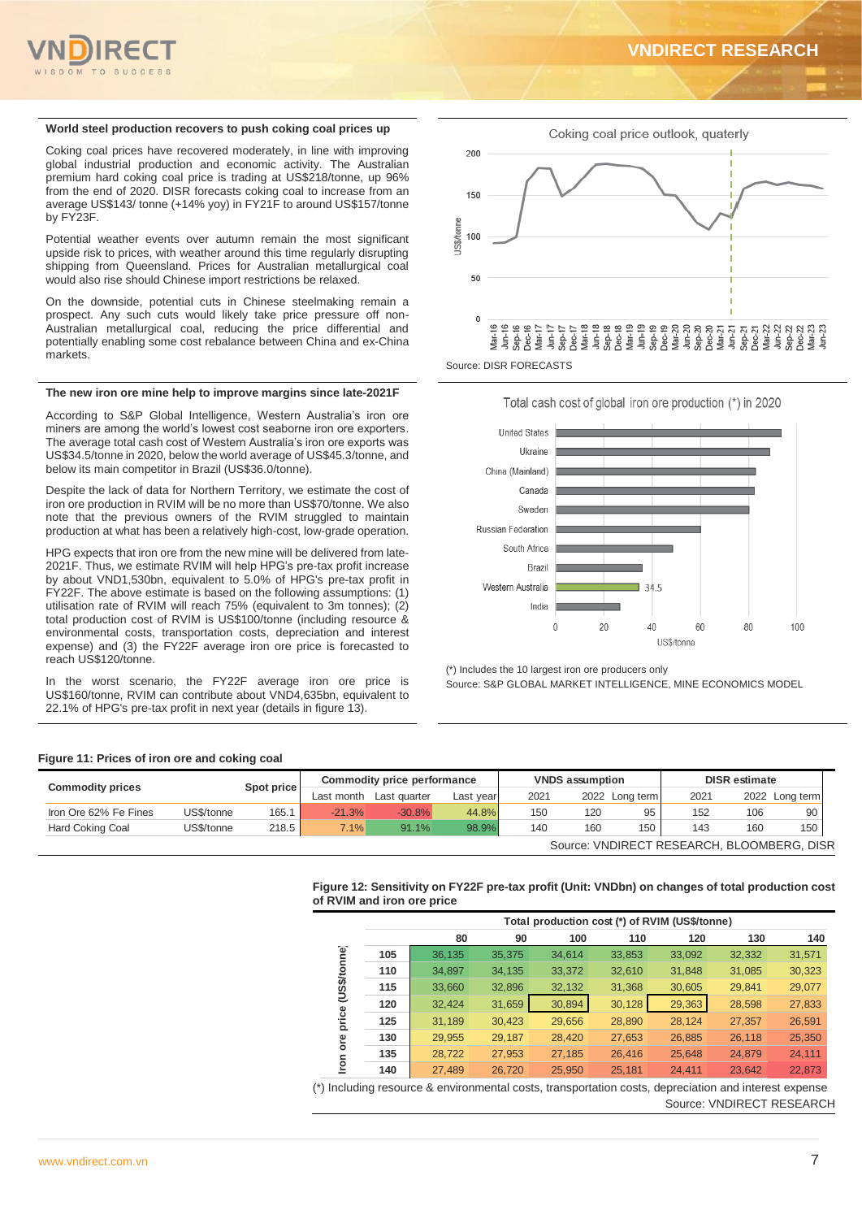### World steel production recovers to push coking coal prices up

Coking coal prices have recovered moderately, in line with improving global industrial production and economic activity. The Australian premium hard coking coal price is trading at US$218/tonne, up 96% from the end of 2020. DISR forecasts coking coal to increase from an average US$143/ tonne (+14% yoy) in FY21F to around US$157/tonne by FY23F.

Potential weather events over autumn remain the most significant upside risk to prices, with weather around this time regularly disrupting shipping from Queensland. Prices for Australian metallurgical coal would also rise should Chinese import restrictions be relaxed.

On the downside, potential cuts in Chinese steelmaking remain a prospect. Any such cuts would likely take price pressure off non-Australian metallurgical coal, reducing the price differential and potentially enabling some cost rebalance between China and ex-China markets.

Coking coal price outlook, quaterly

Source: DISR FORECASTS

### The new iron ore mine help to improve margins since late-2021F

According to S&P Global Intelligence, Western Australia's iron ore miners are among the world's lowest cost seaborne iron ore exporters. The average total cash cost of Western Australia's iron ore exports was US$34.5/tonne in 2020, below the world average of US$45.3/tonne, and below its main competitor in Brazil (US$36.0/tonne).

Despite the lack of data for Northern Territory, we estimate the cost of iron ore production in RVIM will be no more than US$70/tonne. We also note that the previous owners of the RVIM struggled to maintain production at what has been a relatively high-cost, low-grade operation.

HPG expects that iron ore from the new mine will be delivered from late-2021F. Thus, we estimate RVIM will help HPG's pre-tax profit increase by about VND1,530bn, equivalent to 5.0% of HPG's pre-tax profit in FY22F. The above estimate is based on the following assumptions: (1) utilisation rate of RVIM will reach 75% (equivalent to 3m tonnes); (2) total production cost of RVIM is US$100/tonne (including resource & environmental costs, transportation costs, depreciation and interest expense) and (3) the FY22F average iron ore price is forecasted to reach US$120/tonne.

In the worst scenario, the FY22F average iron ore price is US$160/tonne, RVIM can contribute about VND4,635bn, equivalent to 22.1% of HPG's pre-tax profit in next year (details in figure 13).

Total cash cost of global iron ore production (*) in 2020

(*) Includes the 10 largest iron ore producers only

Source: S&P GLOBAL MARKET INTELLIGENCE, MINE ECONOMICS MODEL

**Figure 11: Prices of iron ore and coking coal**

| Commodity prices | | Spot price | Commodity price performance | | | VNDS assumption | | | DISR estimate | | |
|---|---|---|---|---|---|---|---|---|---|---|---|
| | | | Last month | Last quarter | Last year | 2021 | 2022 | Long term | 2021 | 2022 | Long term |
| Iron Ore 62% Fe Fines | US$/tonne | 165.1 | -21.3% | -30.8% | 44.8% | 150 | 120 | 95 | 152 | 106 | 90 |
| Hard Coking Coal | US$/tonne | 218.5 | 7.1% | 91.1% | 98.9% | 140 | 160 | 150 | 143 | 160 | 150 |

Source: VNDIRECT RESEARCH, BLOOMBERG, DISR

**Figure 12: Sensitivity on FY22F pre-tax profit (Unit: VNDbn) on changes of total production cost of RVIM and iron ore price**

| Iron ore price (US$/tonne) | Total production cost (*) of RVIM (US$/tonne) | | | | | | |
|---|---|---|---|---|---|---|---|
| | 80 | 90 | 100 | 110 | 120 | 130 | 140 |
| 105 | 36,135 | 35,375 | 34,614 | 33,853 | 33,092 | 32,332 | 31,571 |
| 110 | 34,897 | 34,135 | 33,372 | 32,610 | 31,848 | 31,085 | 30,323 |
| 115 | 33,660 | 32,896 | 32,132 | 31,368 | 30,605 | 29,841 | 29,077 |
| 120 | 32,424 | 31,659 | 30,894 | 30,128 | 29,363 | 28,598 | 27,833 |
| 125 | 31,189 | 30,423 | 29,656 | 28,890 | 28,124 | 27,357 | 26,591 |
| 130 | 29,955 | 29,187 | 28,420 | 27,653 | 26,885 | 26,118 | 25,350 |
| 135 | 28,722 | 27,953 | 27,185 | 26,416 | 25,648 | 24,879 | 24,111 |
| 140 | 27,489 | 26,720 | 25,950 | 25,181 | 24,411 | 23,642 | 22,873 |

(*) Including resource & environmental costs, transportation costs, depreciation and interest expense

Source: VNDIRECT RESEARCH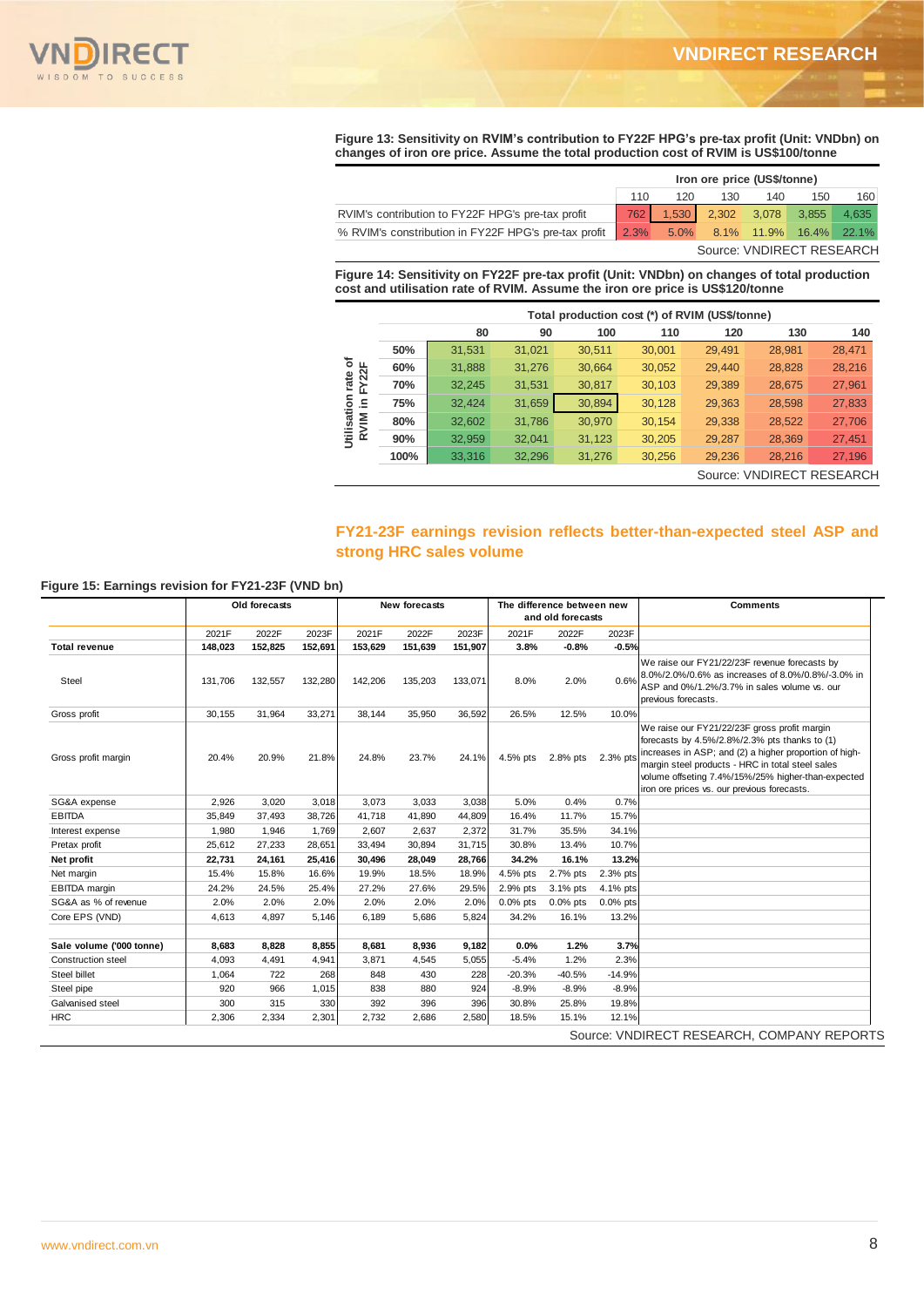**Figure 13: Sensitivity on RVIM's contribution to FY22F HPG's pre-tax profit (Unit: VNDbn) on changes of iron ore price. Assume the total production cost of RVIM is US$100/tonne**

| | Iron ore price (US$/tonne) | | | | | |
|---|---|---|---|---|---|---|
| | 110 | 120 | 130 | 140 | 150 | 160 |
| RVIM's contribution to FY22F HPG's pre-tax profit | 762 | 1,530 | 2,302 | 3,078 | 3,855 | 4,635 |
| % RVIM's constribution in FY22F HPG's pre-tax profit | 2.3% | 5.0% | 8.1% | 11.9% | 16.4% | 22.1% |

Source: VNDIRECT RESEARCH

**Figure 14: Sensitivity on FY22F pre-tax profit (Unit: VNDbn) on changes of total production cost and utilisation rate of RVIM. Assume the iron ore price is US$120/tonne**

| Utilisation rate of RVIM in FY22F | Total production cost (*) of RVIM (US$/tonne) | | | | | | |
|---|---|---|---|---|---|---|---|
| | 80 | 90 | 100 | 110 | 120 | 130 | 140 |
| 50% | 31,531 | 31,021 | 30,511 | 30,001 | 29,491 | 28,981 | 28,471 |
| 60% | 31,888 | 31,276 | 30,664 | 30,052 | 29,440 | 28,828 | 28,216 |
| 70% | 32,245 | 31,531 | 30,817 | 30,103 | 29,389 | 28,675 | 27,961 |
| 75% | 32,424 | 31,659 | 30,894 | 30,128 | 29,363 | 28,598 | 27,833 |
| 80% | 32,602 | 31,786 | 30,970 | 30,154 | 29,338 | 28,522 | 27,706 |
| 90% | 32,959 | 32,041 | 31,123 | 30,205 | 29,287 | 28,369 | 27,451 |
| 100% | 33,316 | 32,296 | 31,276 | 30,256 | 29,236 | 28,216 | 27,196 |

Source: VNDIRECT RESEARCH

## FY21-23F earnings revision reflects better-than-expected steel ASP and strong HRC sales volume

**Figure 15: Earnings revision for FY21-23F (VND bn)**

| | Old forecasts | | | New forecasts | | | The difference between new and old forecasts | | | Comments |
|---|---|---|---|---|---|---|---|---|---|---|
| | 2021F | 2022F | 2023F | 2021F | 2022F | 2023F | 2021F | 2022F | 2023F | |
| **Total revenue** | **148,023** | **152,825** | **152,691** | **153,629** | **151,639** | **151,907** | **3.8%** | **-0.8%** | **-0.5%** | |
| Steel | 131,706 | 132,557 | 132,280 | 142,206 | 135,203 | 133,071 | 8.0% | 2.0% | 0.6% | We raise our FY21/22/23F revenue forecasts by 8.0%/2.0%/0.6% as increases of 8.0%/0.8%/-3.0% in ASP and 0%/1.2%/3.7% in sales volume vs. our previous forecasts. |
| Gross profit | 30,155 | 31,964 | 33,271 | 38,144 | 35,950 | 36,592 | 26.5% | 12.5% | 10.0% | |
| Gross profit margin | 20.4% | 20.9% | 21.8% | 24.8% | 23.7% | 24.1% | 4.5% pts | 2.8% pts | 2.3% pts | We raise our FY21/22/23F gross profit margin forecasts by 4.5%/2.8%/2.3% pts thanks to (1) increases in ASP; and (2) a higher proportion of high-margin steel products - HRC in total steel sales volume offseting 7.4%/15%/25% higher-than-expected iron ore prices vs. our previous forecasts. |
| SG&A expense | 2,926 | 3,020 | 3,018 | 3,073 | 3,033 | 3,038 | 5.0% | 0.4% | 0.7% | |
| EBITDA | 35,849 | 37,493 | 38,726 | 41,718 | 41,890 | 44,809 | 16.4% | 11.7% | 15.7% | |
| Interest expense | 1,980 | 1,946 | 1,769 | 2,607 | 2,637 | 2,372 | 31.7% | 35.5% | 34.1% | |
| Pretax profit | 25,612 | 27,233 | 28,651 | 33,494 | 30,894 | 31,715 | 30.8% | 13.4% | 10.7% | |
| **Net profit** | **22,731** | **24,161** | **25,416** | **30,496** | **28,049** | **28,766** | **34.2%** | **16.1%** | **13.2%** | |
| Net margin | 15.4% | 15.8% | 16.6% | 19.9% | 18.5% | 18.9% | 4.5% pts | 2.7% pts | 2.3% pts | |
| EBITDA margin | 24.2% | 24.5% | 25.4% | 27.2% | 27.6% | 29.5% | 2.9% pts | 3.1% pts | 4.1% pts | |
| SG&A as % of revenue | 2.0% | 2.0% | 2.0% | 2.0% | 2.0% | 2.0% | 0.0% pts | 0.0% pts | 0.0% pts | |
| Core EPS (VND) | 4,613 | 4,897 | 5,146 | 6,189 | 5,686 | 5,824 | 34.2% | 16.1% | 13.2% | |
| | | | | | | | | | | |
| **Sale volume ('000 tonne)** | **8,683** | **8,828** | **8,855** | **8,681** | **8,936** | **9,182** | **0.0%** | **1.2%** | **3.7%** | |
| Construction steel | 4,093 | 4,491 | 4,941 | 3,871 | 4,545 | 5,055 | -5.4% | 1.2% | 2.3% | |
| Steel billet | 1,064 | 722 | 268 | 848 | 430 | 228 | -20.3% | -40.5% | -14.9% | |
| Steel pipe | 920 | 966 | 1,015 | 838 | 880 | 924 | -8.9% | -8.9% | -8.9% | |
| Galvanised steel | 300 | 315 | 330 | 392 | 396 | 396 | 30.8% | 25.8% | 19.8% | |
| HRC | 2,306 | 2,334 | 2,301 | 2,732 | 2,686 | 2,580 | 18.5% | 15.1% | 12.1% | |

Source: VNDIRECT RESEARCH, COMPANY REPORTS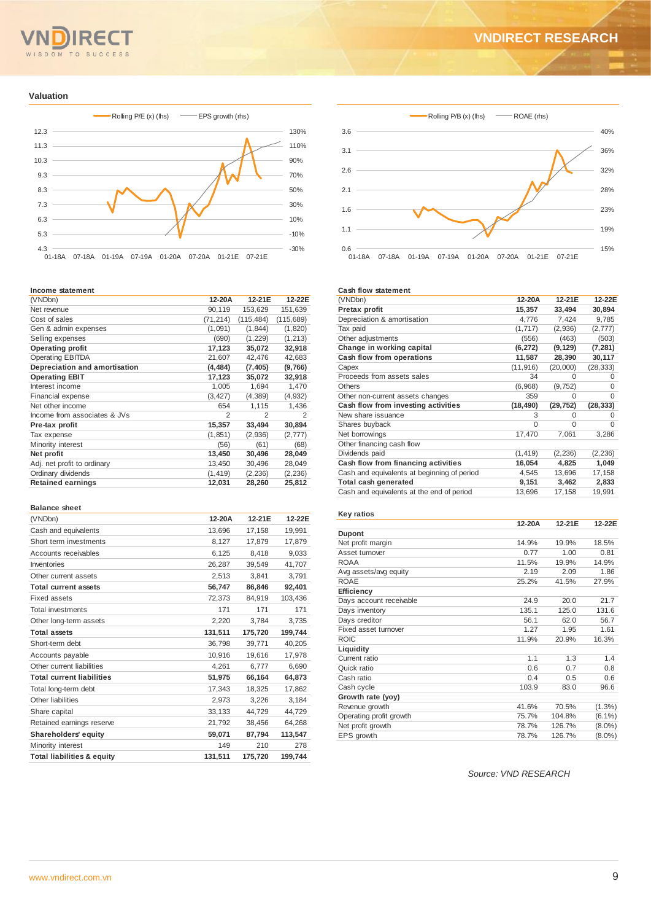## Valuation

Rolling P/E (x) (lhs) — EPS growth (rhs)

Rolling P/B (x) (lhs) — ROAE (rhs)

### Income statement

| (VNDbn) | 12-20A | 12-21E | 12-22E |
|---|---|---|---|
| Net revenue | 90,119 | 153,629 | 151,639 |
| Cost of sales | (71,214) | (115,484) | (115,689) |
| Gen & admin expenses | (1,091) | (1,844) | (1,820) |
| Selling expenses | (690) | (1,229) | (1,213) |
| **Operating profit** | **17,123** | **35,072** | **32,918** |
| Operating EBITDA | 21,607 | 42,476 | 42,683 |
| **Depreciation and amortisation** | **(4,484)** | **(7,405)** | **(9,766)** |
| **Operating EBIT** | **17,123** | **35,072** | **32,918** |
| Interest income | 1,005 | 1,694 | 1,470 |
| Financial expense | (3,427) | (4,389) | (4,932) |
| Net other income | 654 | 1,115 | 1,436 |
| Income from associates & JVs | 2 | 2 | 2 |
| **Pre-tax profit** | **15,357** | **33,494** | **30,894** |
| Tax expense | (1,851) | (2,936) | (2,777) |
| Minority interest | (56) | (61) | (68) |
| **Net profit** | **13,450** | **30,496** | **28,049** |
| Adj. net profit to ordinary | 13,450 | 30,496 | 28,049 |
| Ordinary dividends | (1,419) | (2,236) | (2,236) |
| **Retained earnings** | **12,031** | **28,260** | **25,812** |

### Balance sheet

| (VNDbn) | 12-20A | 12-21E | 12-22E |
|---|---|---|---|
| Cash and equivalents | 13,696 | 17,158 | 19,991 |
| Short term investments | 8,127 | 17,879 | 17,879 |
| Accounts receivables | 6,125 | 8,418 | 9,033 |
| Inventories | 26,287 | 39,549 | 41,707 |
| Other current assets | 2,513 | 3,841 | 3,791 |
| **Total current assets** | **56,747** | **86,846** | **92,401** |
| Fixed assets | 72,373 | 84,919 | 103,436 |
| Total investments | 171 | 171 | 171 |
| Other long-term assets | 2,220 | 3,784 | 3,735 |
| **Total assets** | **131,511** | **175,720** | **199,744** |
| Short-term debt | 36,798 | 39,771 | 40,205 |
| Accounts payable | 10,916 | 19,616 | 17,978 |
| Other current liabilities | 4,261 | 6,777 | 6,690 |
| **Total current liabilities** | **51,975** | **66,164** | **64,873** |
| Total long-term debt | 17,343 | 18,325 | 17,862 |
| Other liabilities | 2,973 | 3,226 | 3,184 |
| Share capital | 33,133 | 44,729 | 44,729 |
| Retained earnings reserve | 21,792 | 38,456 | 64,268 |
| **Shareholders' equity** | **59,071** | **87,794** | **113,547** |
| Minority interest | 149 | 210 | 278 |
| **Total liabilities & equity** | **131,511** | **175,720** | **199,744** |

### Cash flow statement

| (VNDbn) | 12-20A | 12-21E | 12-22E |
|---|---|---|---|
| **Pretax profit** | **15,357** | **33,494** | **30,894** |
| Depreciation & amortisation | 4,776 | 7,424 | 9,785 |
| Tax paid | (1,717) | (2,936) | (2,777) |
| Other adjustments | (556) | (463) | (503) |
| **Change in working capital** | **(6,272)** | **(9,129)** | **(7,281)** |
| **Cash flow from operations** | **11,587** | **28,390** | **30,117** |
| Capex | (11,916) | (20,000) | (28,333) |
| Proceeds from assets sales | 34 | 0 | 0 |
| Others | (6,968) | (9,752) | 0 |
| Other non-current assets changes | 359 | 0 | 0 |
| **Cash flow from investing activities** | **(18,490)** | **(29,752)** | **(28,333)** |
| New share issuance | 3 | 0 | 0 |
| Shares buyback | 0 | 0 | 0 |
| Net borrowings | 17,470 | 7,061 | 3,286 |
| Other financing cash flow | | | |
| Dividends paid | (1,419) | (2,236) | (2,236) |
| **Cash flow from financing activities** | **16,054** | **4,825** | **1,049** |
| Cash and equivalents at beginning of period | 4,545 | 13,696 | 17,158 |
| **Total cash generated** | **9,151** | **3,462** | **2,833** |
| Cash and equivalents at the end of period | 13,696 | 17,158 | 19,991 |

### Key ratios

| | 12-20A | 12-21E | 12-22E |
|---|---|---|---|
| **Dupont** | | | |
| Net profit margin | 14.9% | 19.9% | 18.5% |
| Asset turnover | 0.77 | 1.00 | 0.81 |
| ROAA | 11.5% | 19.9% | 14.9% |
| Avg assets/avg equity | 2.19 | 2.09 | 1.86 |
| ROAE | 25.2% | 41.5% | 27.9% |
| **Efficiency** | | | |
| Days account receivable | 24.9 | 20.0 | 21.7 |
| Days inventory | 135.1 | 125.0 | 131.6 |
| Days creditor | 56.1 | 62.0 | 56.7 |
| Fixed asset turnover | 1.27 | 1.95 | 1.61 |
| ROIC | 11.9% | 20.9% | 16.3% |
| **Liquidity** | | | |
| Current ratio | 1.1 | 1.3 | 1.4 |
| Quick ratio | 0.6 | 0.7 | 0.8 |
| Cash ratio | 0.4 | 0.5 | 0.6 |
| Cash cycle | 103.9 | 83.0 | 96.6 |
| **Growth rate (yoy)** | | | |
| Revenue growth | 41.6% | 70.5% | (1.3%) |
| Operating profit growth | 75.7% | 104.8% | (6.1%) |
| Net profit growth | 78.7% | 126.7% | (8.0%) |
| EPS growth | 78.7% | 126.7% | (8.0%) |

*Source: VND RESEARCH*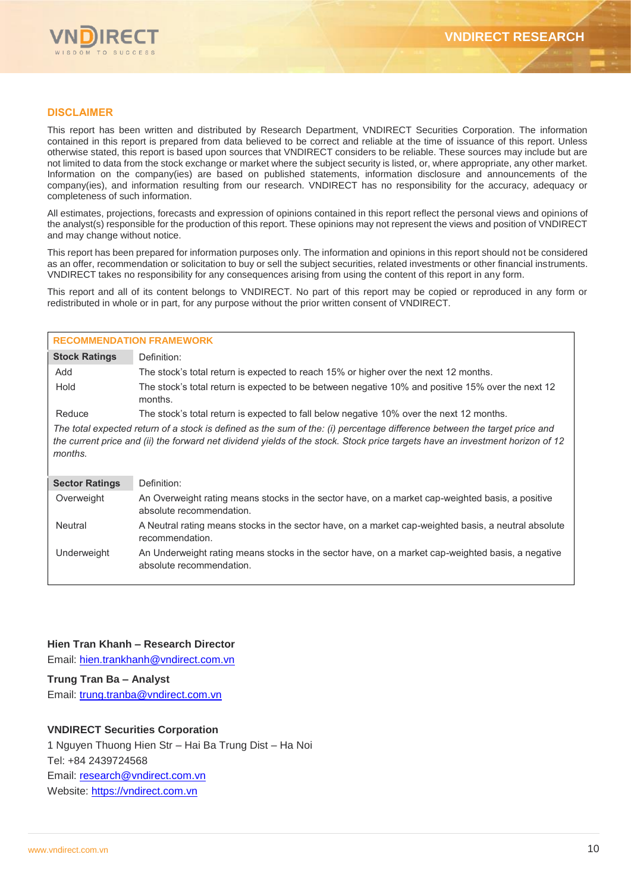## DISCLAIMER

This report has been written and distributed by Research Department, VNDIRECT Securities Corporation. The information contained in this report is prepared from data believed to be correct and reliable at the time of issuance of this report. Unless otherwise stated, this report is based upon sources that VNDIRECT considers to be reliable. These sources may include but are not limited to data from the stock exchange or market where the subject security is listed, or, where appropriate, any other market. Information on the company(ies) are based on published statements, information disclosure and announcements of the company(ies), and information resulting from our research. VNDIRECT has no responsibility for the accuracy, adequacy or completeness of such information.

All estimates, projections, forecasts and expression of opinions contained in this report reflect the personal views and opinions of the analyst(s) responsible for the production of this report. These opinions may not represent the views and position of VNDIRECT and may change without notice.

This report has been prepared for information purposes only. The information and opinions in this report should not be considered as an offer, recommendation or solicitation to buy or sell the subject securities, related investments or other financial instruments. VNDIRECT takes no responsibility for any consequences arising from using the content of this report in any form.

This report and all of its content belongs to VNDIRECT. No part of this report may be copied or reproduced in any form or redistributed in whole or in part, for any purpose without the prior written consent of VNDIRECT.

### RECOMMENDATION FRAMEWORK

| **Stock Ratings** | Definition: |
|---|---|
| Add | The stock's total return is expected to reach 15% or higher over the next 12 months. |
| Hold | The stock's total return is expected to be between negative 10% and positive 15% over the next 12 months. |
| Reduce | The stock's total return is expected to fall below negative 10% over the next 12 months. |

*The total expected return of a stock is defined as the sum of the: (i) percentage difference between the target price and the current price and (ii) the forward net dividend yields of the stock. Stock price targets have an investment horizon of 12 months.*

| **Sector Ratings** | Definition: |
|---|---|
| Overweight | An Overweight rating means stocks in the sector have, on a market cap-weighted basis, a positive absolute recommendation. |
| Neutral | A Neutral rating means stocks in the sector have, on a market cap-weighted basis, a neutral absolute recommendation. |
| Underweight | An Underweight rating means stocks in the sector have, on a market cap-weighted basis, a negative absolute recommendation. |

**Hien Tran Khanh – Research Director**
Email: hien.trankhanh@vndirect.com.vn

**Trung Tran Ba – Analyst**
Email: trung.tranba@vndirect.com.vn

**VNDIRECT Securities Corporation**
1 Nguyen Thuong Hien Str – Hai Ba Trung Dist – Ha Noi
Tel: +84 2439724568
Email: research@vndirect.com.vn
Website: https://vndirect.com.vn